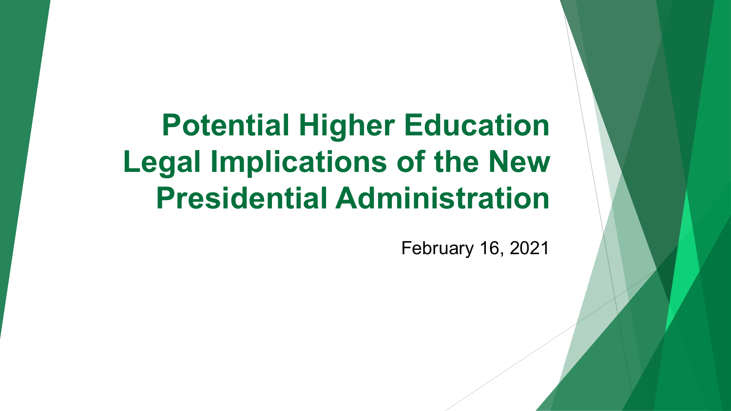# Potential Higher Education Legal Implications of the New Presidential Administration

February 16, 2021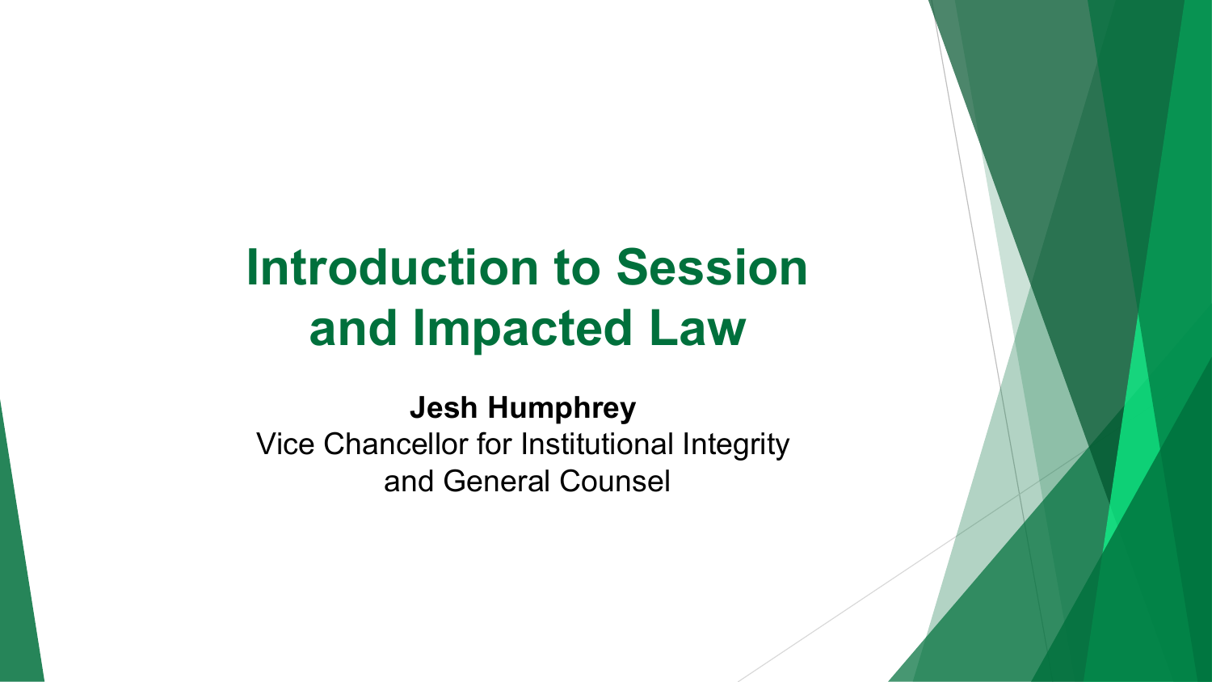# Introduction to Session and Impacted Law

**Jesh Humphrey**
Vice Chancellor for Institutional Integrity
and General Counsel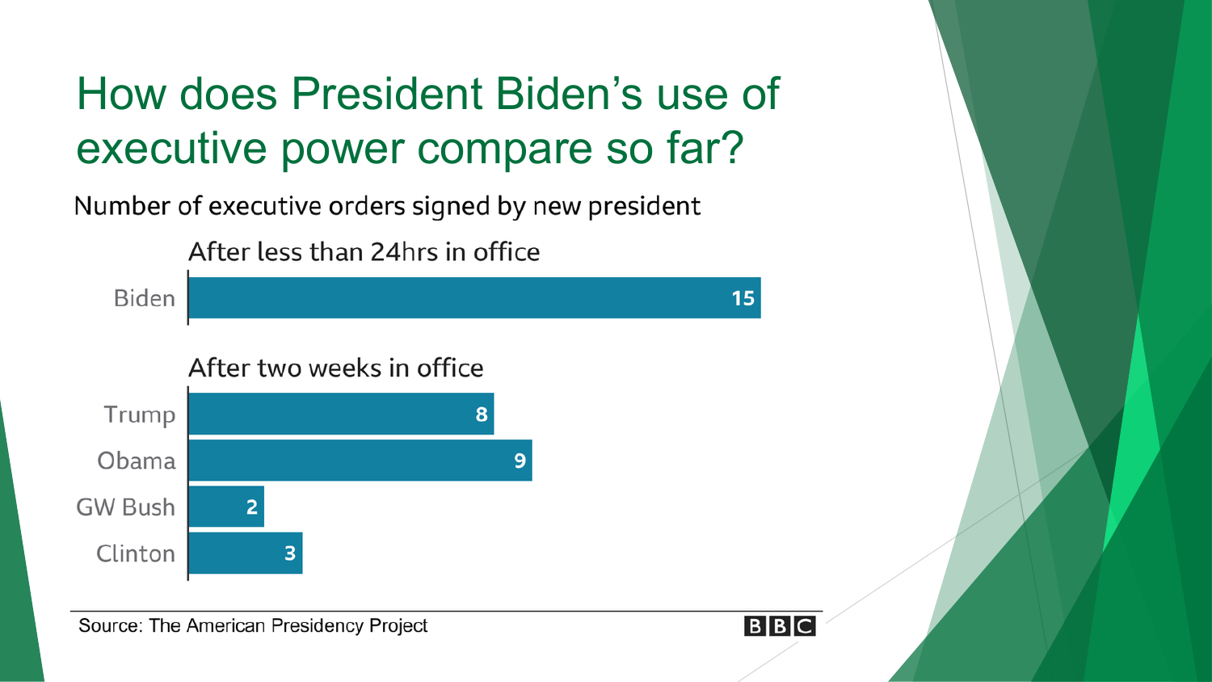# How does President Biden's use of executive power compare so far?

Number of executive orders signed by new president

After less than 24hrs in office

| President | Executive orders |
|---|---|
| Biden | 15 |

After two weeks in office

| President | Executive orders |
|---|---|
| Trump | 8 |
| Obama | 9 |
| GW Bush | 2 |
| Clinton | 3 |

Source: The American Presidency Project

BBC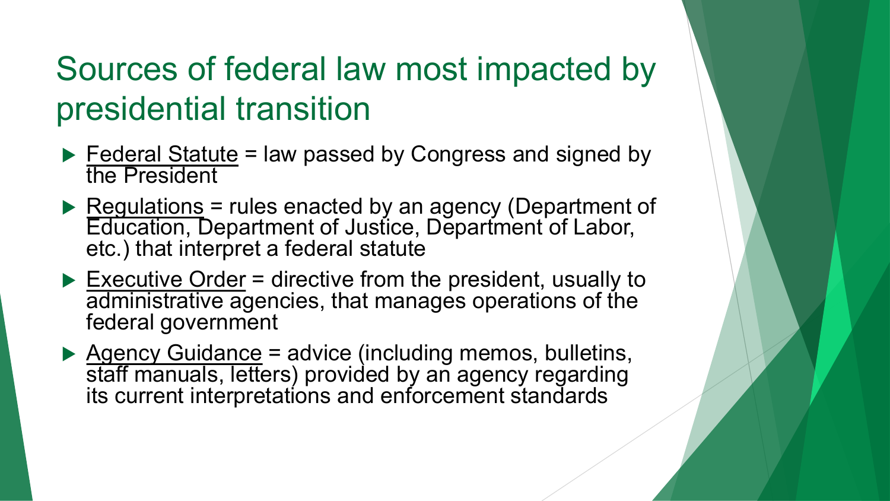# Sources of federal law most impacted by presidential transition

- Federal Statute = law passed by Congress and signed by the President
- Regulations = rules enacted by an agency (Department of Education, Department of Justice, Department of Labor, etc.) that interpret a federal statute
- Executive Order = directive from the president, usually to administrative agencies, that manages operations of the federal government
- Agency Guidance = advice (including memos, bulletins, staff manuals, letters) provided by an agency regarding its current interpretations and enforcement standards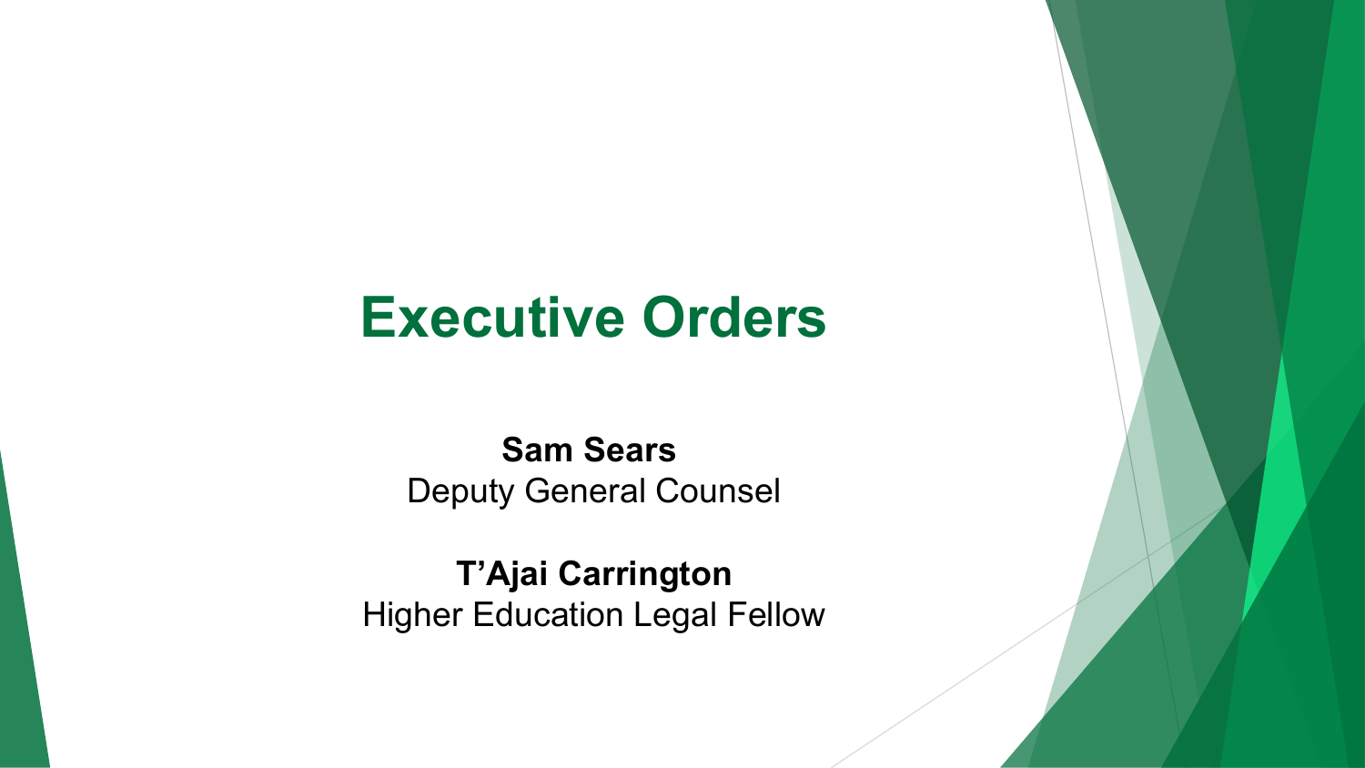# Executive Orders

**Sam Sears**
Deputy General Counsel

**T'Ajai Carrington**
Higher Education Legal Fellow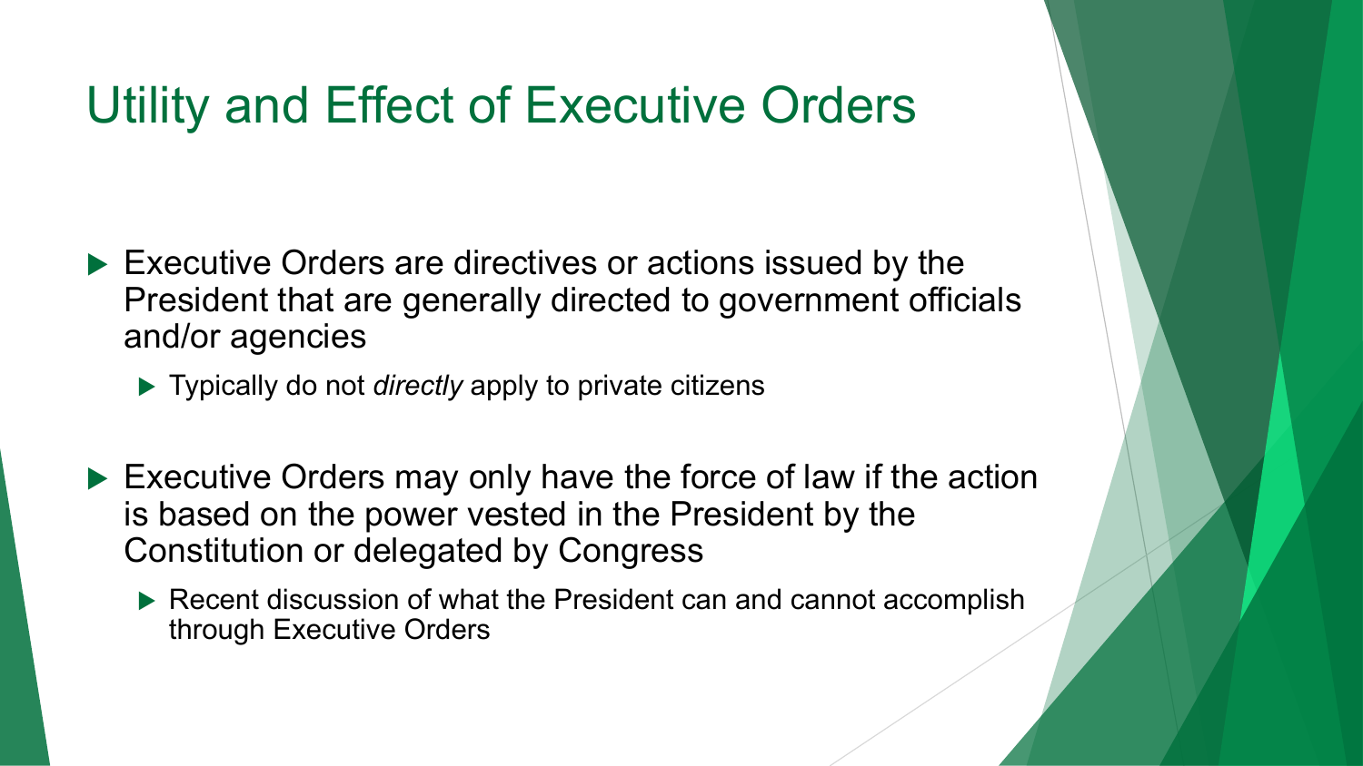# Utility and Effect of Executive Orders

- Executive Orders are directives or actions issued by the President that are generally directed to government officials and/or agencies
  - Typically do not *directly* apply to private citizens
- Executive Orders may only have the force of law if the action is based on the power vested in the President by the Constitution or delegated by Congress
  - Recent discussion of what the President can and cannot accomplish through Executive Orders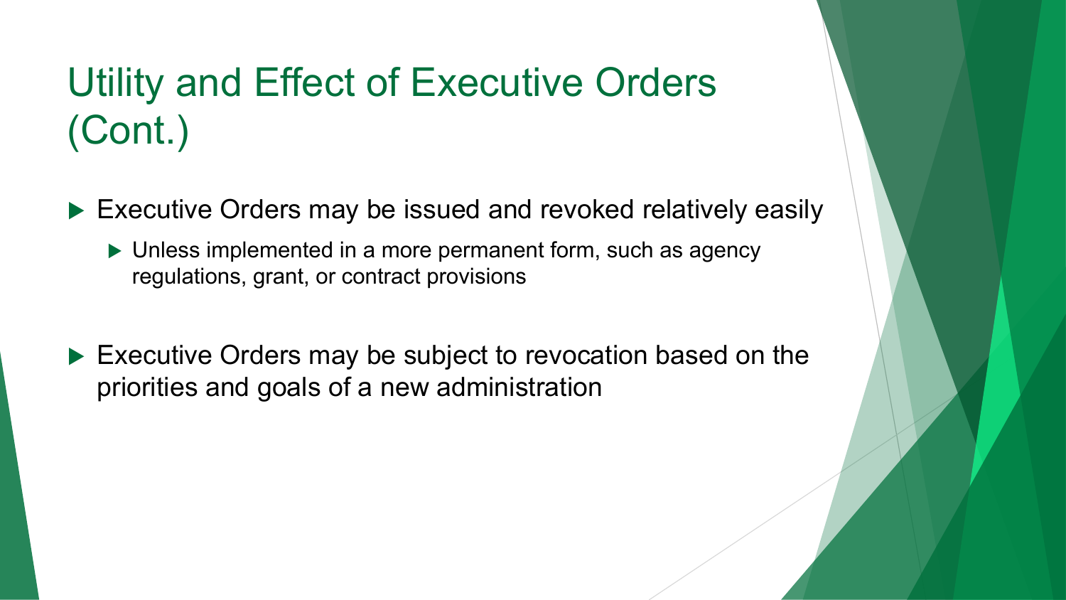# Utility and Effect of Executive Orders (Cont.)

- Executive Orders may be issued and revoked relatively easily
  - Unless implemented in a more permanent form, such as agency regulations, grant, or contract provisions
- Executive Orders may be subject to revocation based on the priorities and goals of a new administration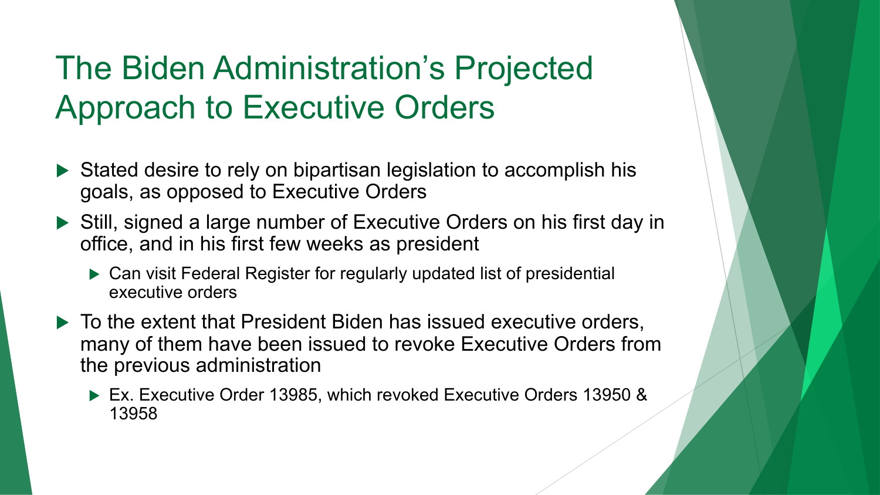# The Biden Administration's Projected Approach to Executive Orders

- Stated desire to rely on bipartisan legislation to accomplish his goals, as opposed to Executive Orders
- Still, signed a large number of Executive Orders on his first day in office, and in his first few weeks as president
  - Can visit Federal Register for regularly updated list of presidential executive orders
- To the extent that President Biden has issued executive orders, many of them have been issued to revoke Executive Orders from the previous administration
  - Ex. Executive Order 13985, which revoked Executive Orders 13950 & 13958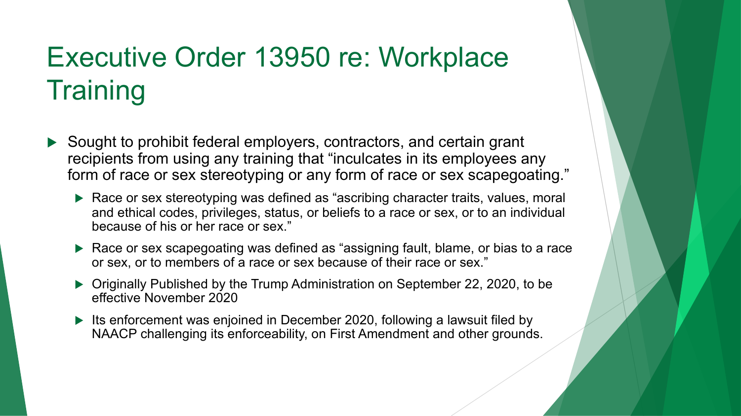# Executive Order 13950 re: Workplace Training

- Sought to prohibit federal employers, contractors, and certain grant recipients from using any training that "inculcates in its employees any form of race or sex stereotyping or any form of race or sex scapegoating."
  - Race or sex stereotyping was defined as "ascribing character traits, values, moral and ethical codes, privileges, status, or beliefs to a race or sex, or to an individual because of his or her race or sex."
  - Race or sex scapegoating was defined as "assigning fault, blame, or bias to a race or sex, or to members of a race or sex because of their race or sex."
  - Originally Published by the Trump Administration on September 22, 2020, to be effective November 2020
  - Its enforcement was enjoined in December 2020, following a lawsuit filed by NAACP challenging its enforceability, on First Amendment and other grounds.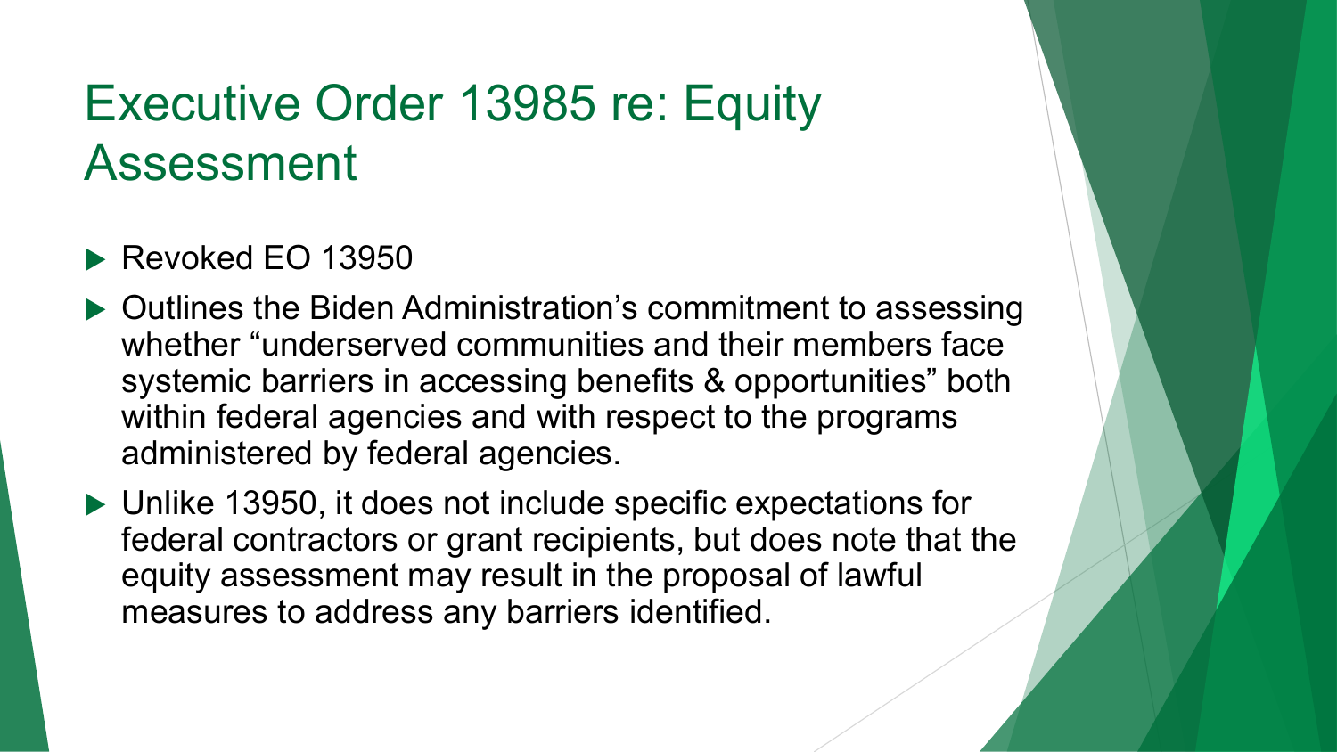# Executive Order 13985 re: Equity Assessment

- Revoked EO 13950
- Outlines the Biden Administration's commitment to assessing whether "underserved communities and their members face systemic barriers in accessing benefits & opportunities" both within federal agencies and with respect to the programs administered by federal agencies.
- Unlike 13950, it does not include specific expectations for federal contractors or grant recipients, but does note that the equity assessment may result in the proposal of lawful measures to address any barriers identified.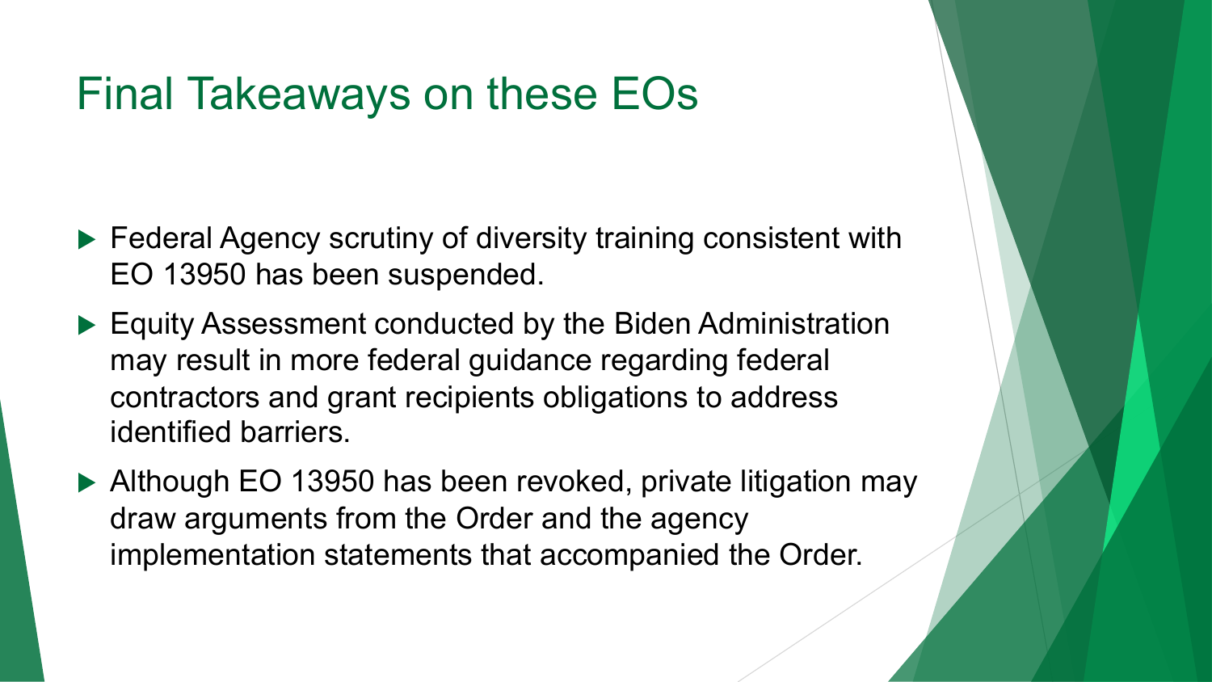# Final Takeaways on these EOs

- Federal Agency scrutiny of diversity training consistent with EO 13950 has been suspended.
- Equity Assessment conducted by the Biden Administration may result in more federal guidance regarding federal contractors and grant recipients obligations to address identified barriers.
- Although EO 13950 has been revoked, private litigation may draw arguments from the Order and the agency implementation statements that accompanied the Order.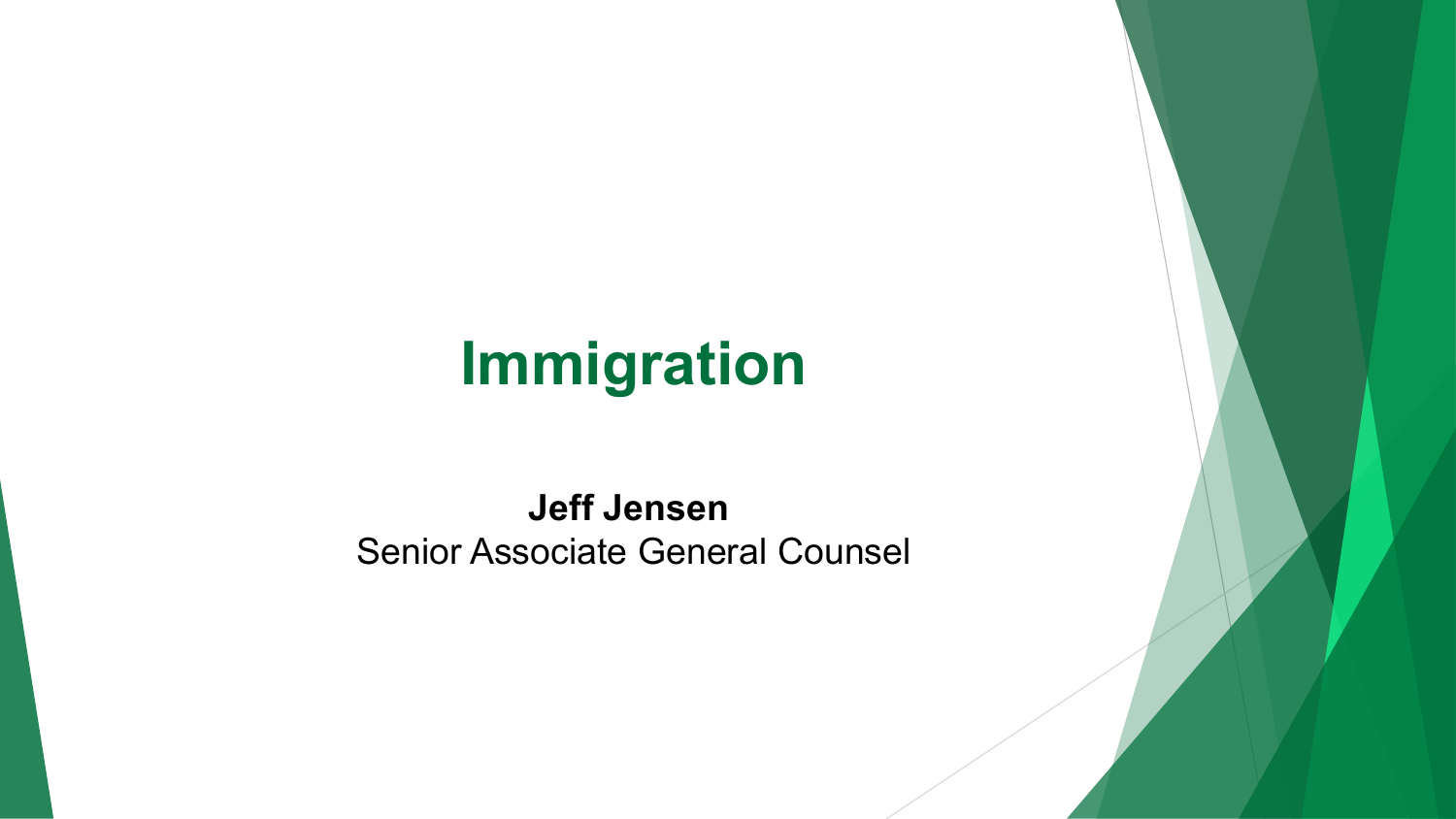# Immigration

**Jeff Jensen**
Senior Associate General Counsel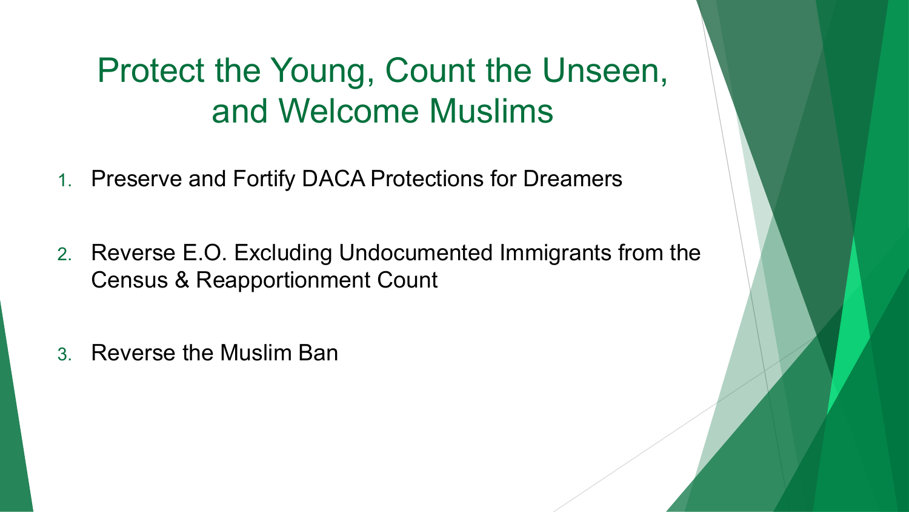# Protect the Young, Count the Unseen, and Welcome Muslims

1. Preserve and Fortify DACA Protections for Dreamers

2. Reverse E.O. Excluding Undocumented Immigrants from the Census & Reapportionment Count

3. Reverse the Muslim Ban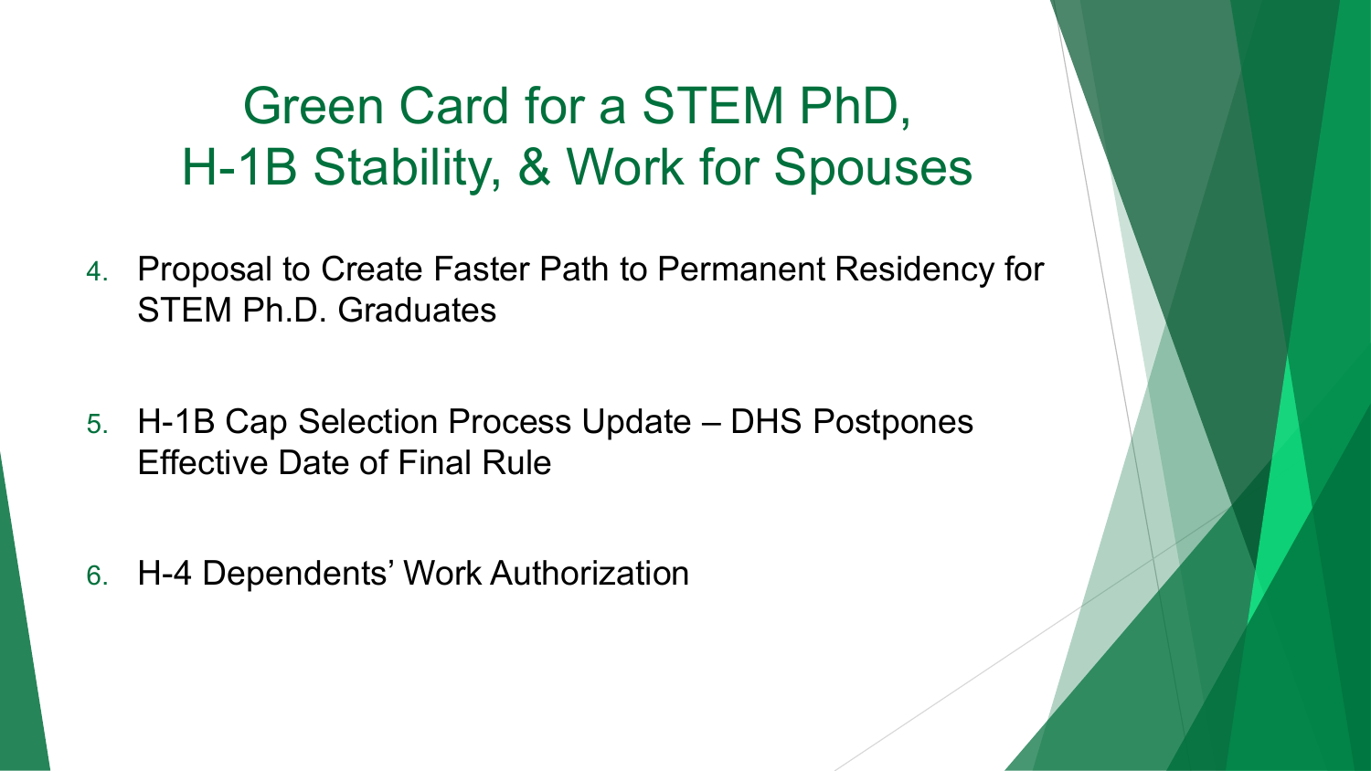# Green Card for a STEM PhD, H-1B Stability, & Work for Spouses

4. Proposal to Create Faster Path to Permanent Residency for STEM Ph.D. Graduates

5. H-1B Cap Selection Process Update – DHS Postpones Effective Date of Final Rule

6. H-4 Dependents' Work Authorization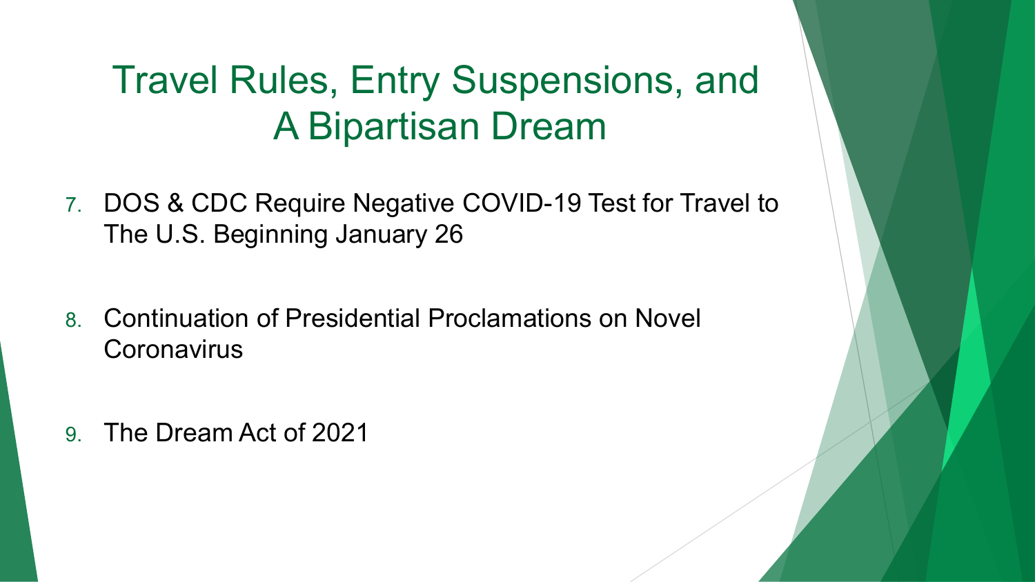# Travel Rules, Entry Suspensions, and A Bipartisan Dream

7. DOS & CDC Require Negative COVID-19 Test for Travel to The U.S. Beginning January 26
8. Continuation of Presidential Proclamations on Novel Coronavirus
9. The Dream Act of 2021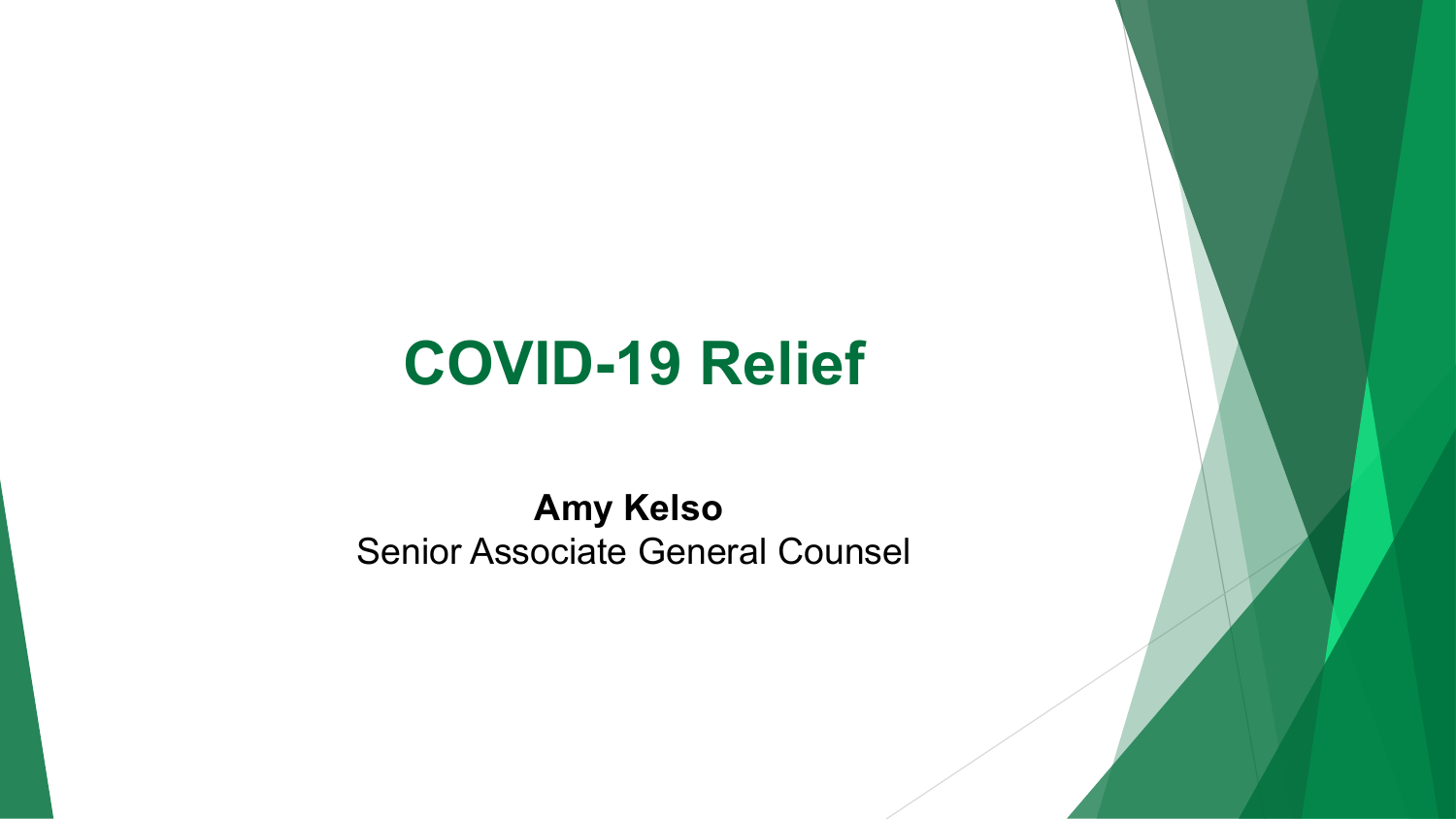# COVID-19 Relief

**Amy Kelso**
Senior Associate General Counsel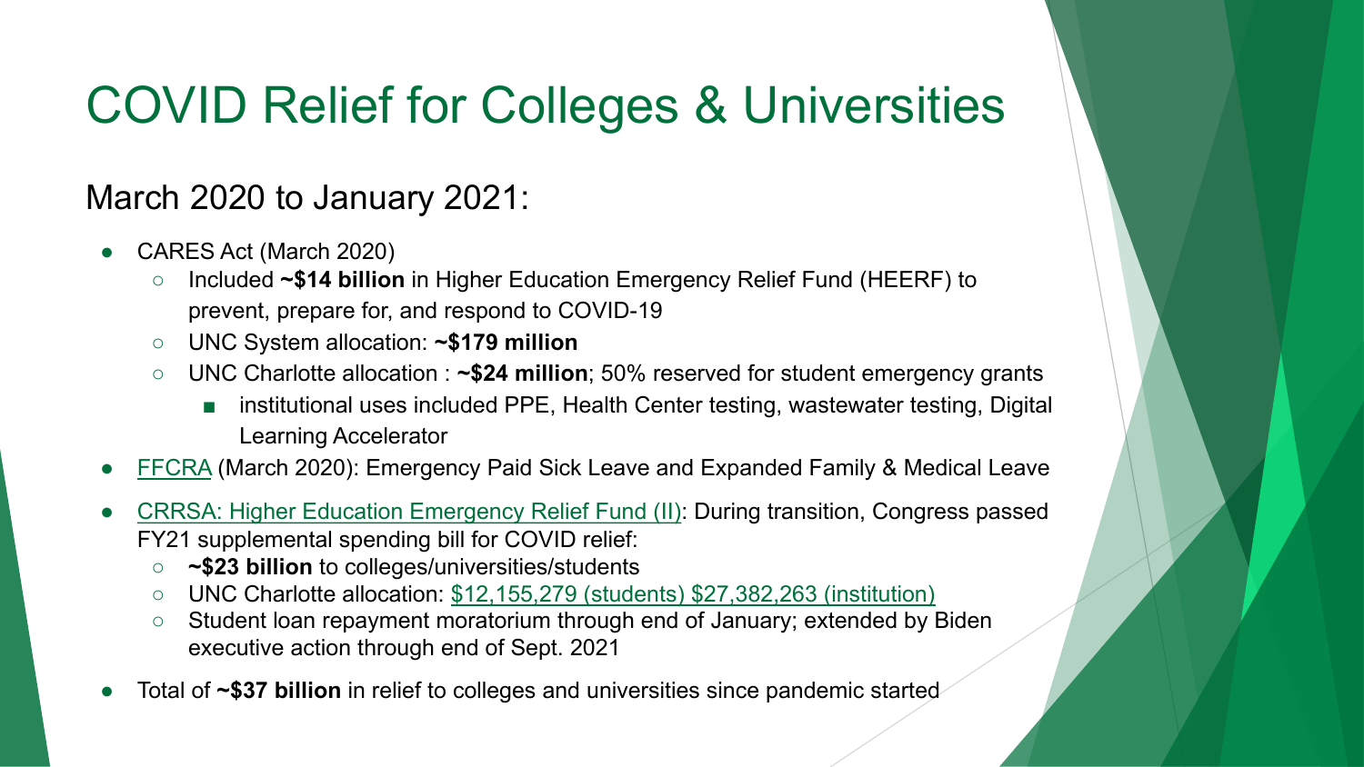# COVID Relief for Colleges & Universities

## March 2020 to January 2021:

- CARES Act (March 2020)
  - Included **~$14 billion** in Higher Education Emergency Relief Fund (HEERF) to prevent, prepare for, and respond to COVID-19
  - UNC System allocation: **~$179 million**
  - UNC Charlotte allocation : **~$24 million**; 50% reserved for student emergency grants
    - institutional uses included PPE, Health Center testing, wastewater testing, Digital Learning Accelerator
- FFCRA (March 2020): Emergency Paid Sick Leave and Expanded Family & Medical Leave
- CRRSA: Higher Education Emergency Relief Fund (II): During transition, Congress passed FY21 supplemental spending bill for COVID relief:
  - **~$23 billion** to colleges/universities/students
  - UNC Charlotte allocation: $12,155,279 (students) $27,382,263 (institution)
  - Student loan repayment moratorium through end of January; extended by Biden executive action through end of Sept. 2021
- Total of **~$37 billion** in relief to colleges and universities since pandemic started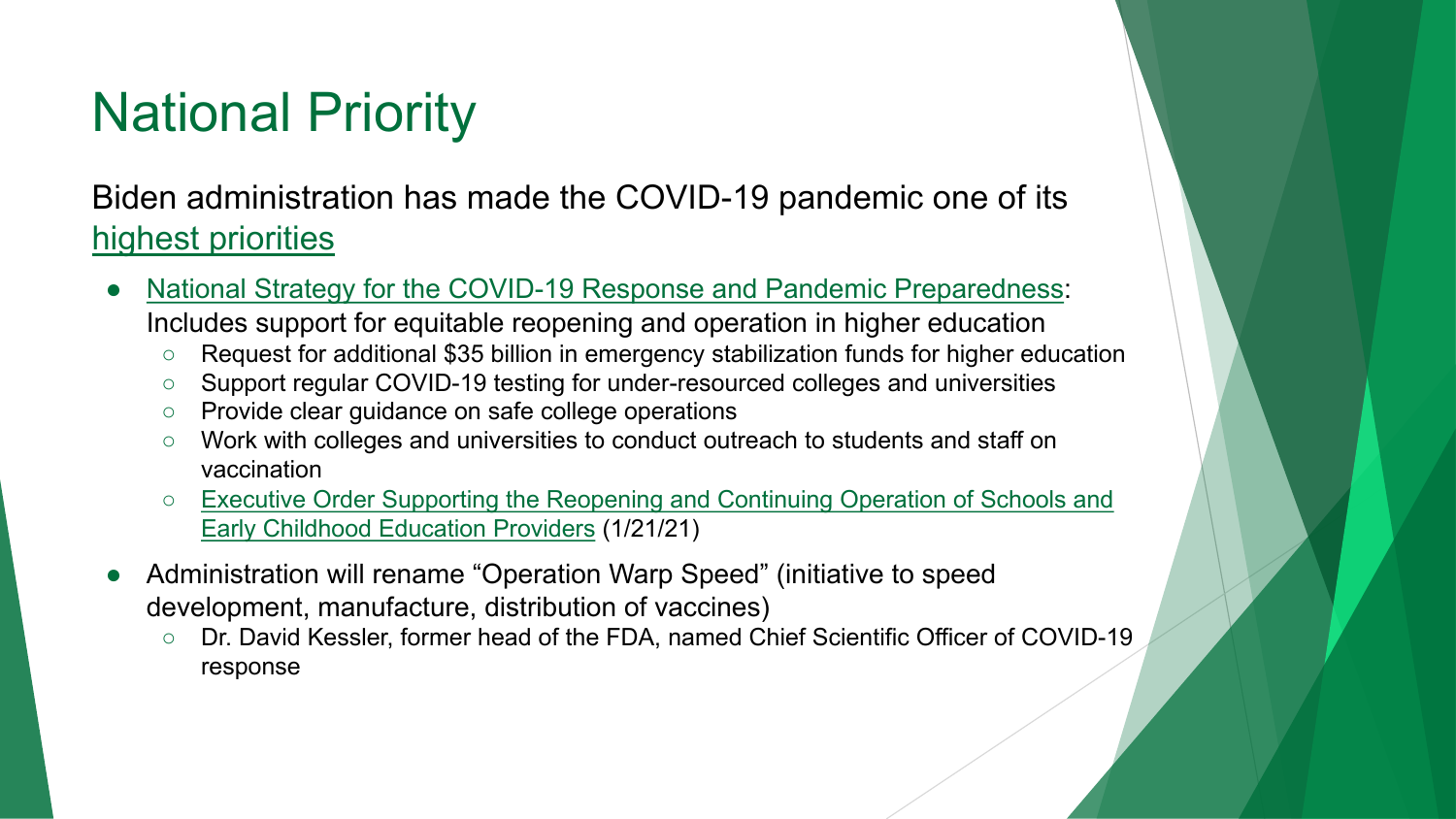# National Priority

Biden administration has made the COVID-19 pandemic one of its highest priorities

- National Strategy for the COVID-19 Response and Pandemic Preparedness: Includes support for equitable reopening and operation in higher education
  - Request for additional $35 billion in emergency stabilization funds for higher education
  - Support regular COVID-19 testing for under-resourced colleges and universities
  - Provide clear guidance on safe college operations
  - Work with colleges and universities to conduct outreach to students and staff on vaccination
  - Executive Order Supporting the Reopening and Continuing Operation of Schools and Early Childhood Education Providers (1/21/21)
- Administration will rename "Operation Warp Speed" (initiative to speed development, manufacture, distribution of vaccines)
  - Dr. David Kessler, former head of the FDA, named Chief Scientific Officer of COVID-19 response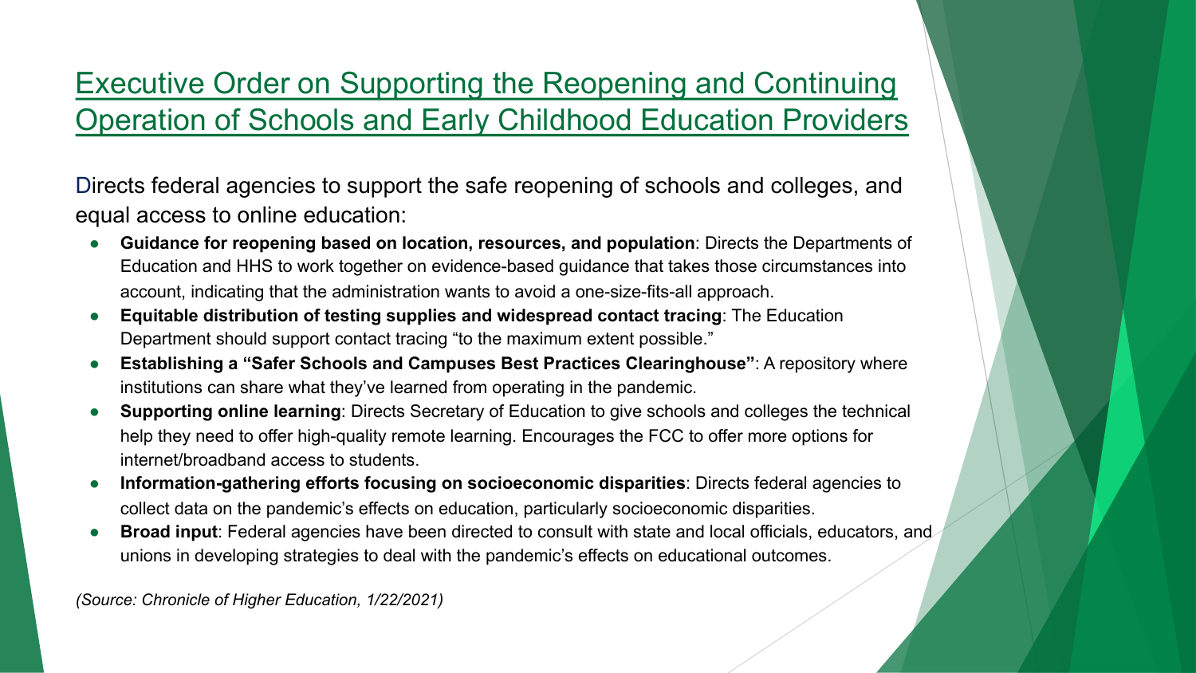# Executive Order on Supporting the Reopening and Continuing Operation of Schools and Early Childhood Education Providers

Directs federal agencies to support the safe reopening of schools and colleges, and equal access to online education:

- **Guidance for reopening based on location, resources, and population**: Directs the Departments of Education and HHS to work together on evidence-based guidance that takes those circumstances into account, indicating that the administration wants to avoid a one-size-fits-all approach.
- **Equitable distribution of testing supplies and widespread contact tracing**: The Education Department should support contact tracing "to the maximum extent possible."
- **Establishing a "Safer Schools and Campuses Best Practices Clearinghouse"**: A repository where institutions can share what they've learned from operating in the pandemic.
- **Supporting online learning**: Directs Secretary of Education to give schools and colleges the technical help they need to offer high-quality remote learning. Encourages the FCC to offer more options for internet/broadband access to students.
- **Information-gathering efforts focusing on socioeconomic disparities**: Directs federal agencies to collect data on the pandemic's effects on education, particularly socioeconomic disparities.
- **Broad input**: Federal agencies have been directed to consult with state and local officials, educators, and unions in developing strategies to deal with the pandemic's effects on educational outcomes.

*(Source: Chronicle of Higher Education, 1/22/2021)*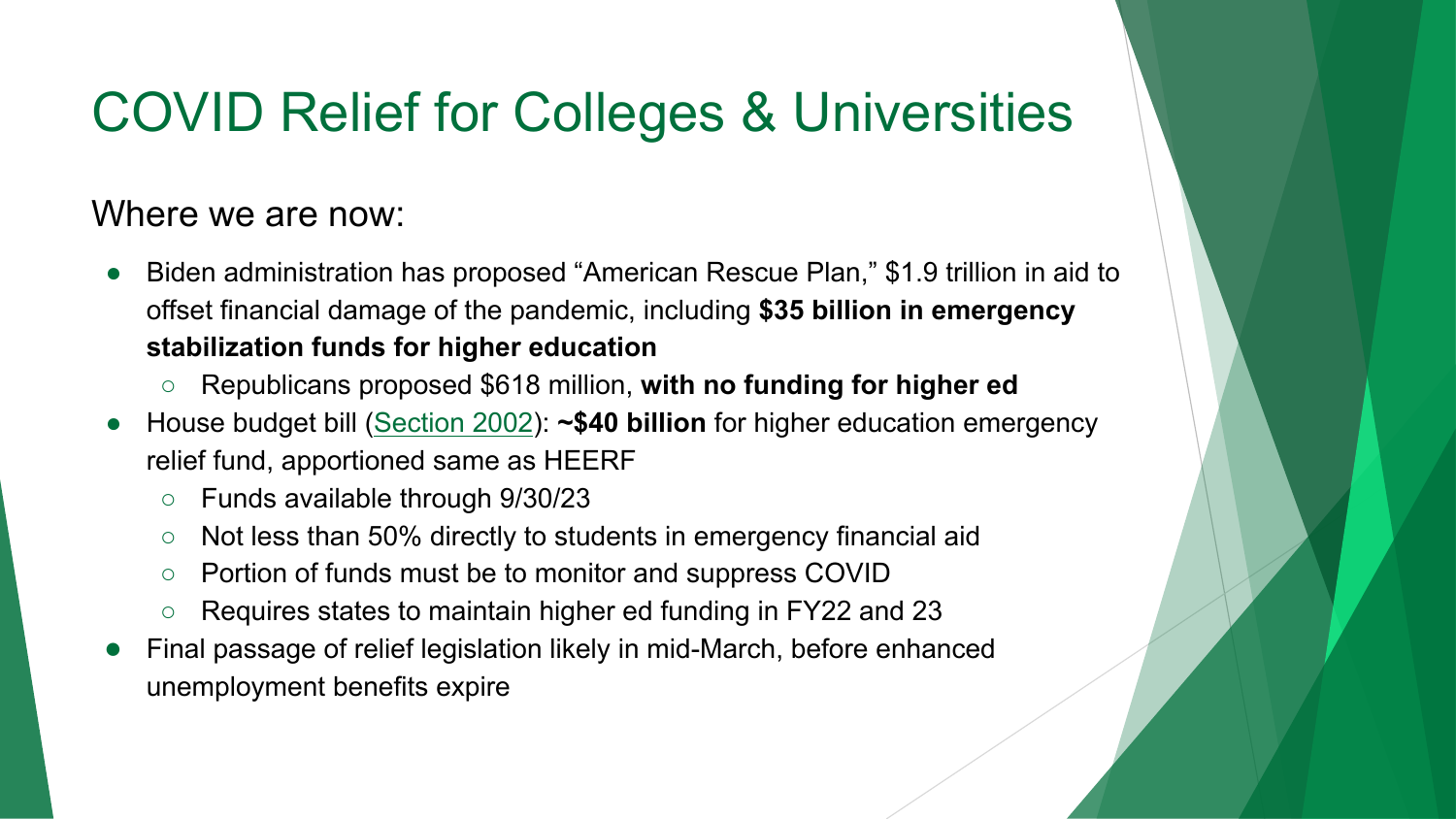# COVID Relief for Colleges & Universities

## Where we are now:

- Biden administration has proposed “American Rescue Plan,” $1.9 trillion in aid to offset financial damage of the pandemic, including **$35 billion in emergency stabilization funds for higher education**
  - Republicans proposed $618 million, **with no funding for higher ed**
- House budget bill (Section 2002): **~$40 billion** for higher education emergency relief fund, apportioned same as HEERF
  - Funds available through 9/30/23
  - Not less than 50% directly to students in emergency financial aid
  - Portion of funds must be to monitor and suppress COVID
  - Requires states to maintain higher ed funding in FY22 and 23
- Final passage of relief legislation likely in mid-March, before enhanced unemployment benefits expire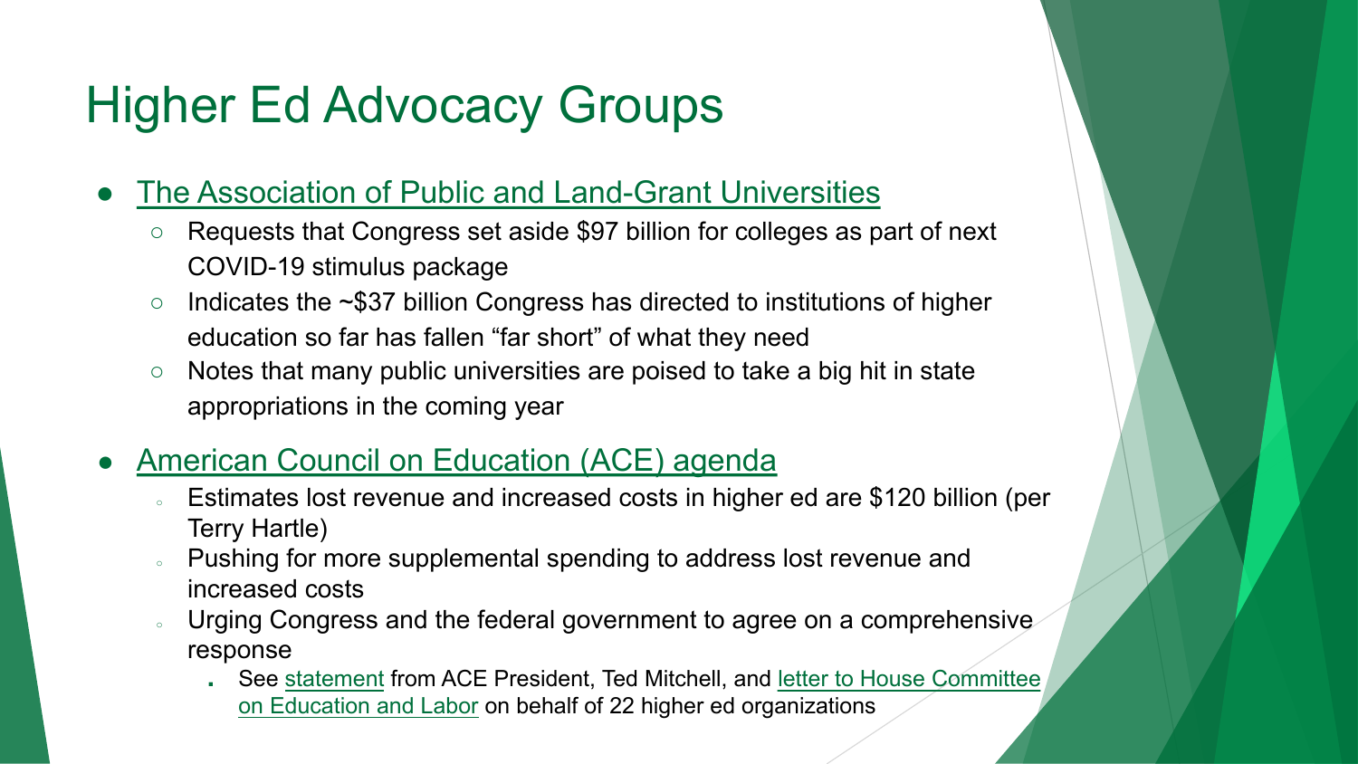# Higher Ed Advocacy Groups

- The Association of Public and Land-Grant Universities
  - Requests that Congress set aside $97 billion for colleges as part of next COVID-19 stimulus package
  - Indicates the ~$37 billion Congress has directed to institutions of higher education so far has fallen “far short” of what they need
  - Notes that many public universities are poised to take a big hit in state appropriations in the coming year
- American Council on Education (ACE) agenda
  - Estimates lost revenue and increased costs in higher ed are $120 billion (per Terry Hartle)
  - Pushing for more supplemental spending to address lost revenue and increased costs
  - Urging Congress and the federal government to agree on a comprehensive response
    - See statement from ACE President, Ted Mitchell, and letter to House Committee on Education and Labor on behalf of 22 higher ed organizations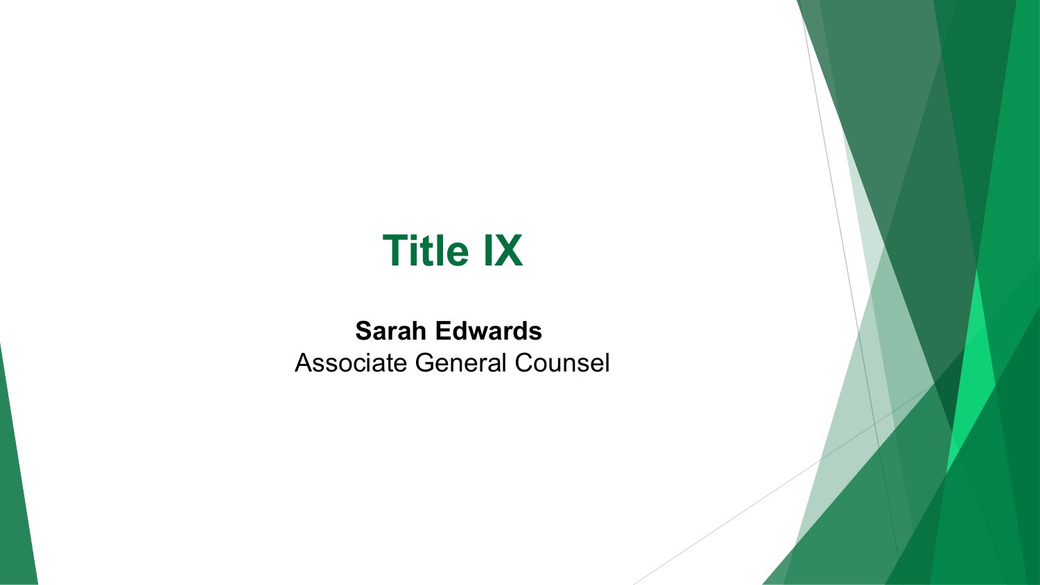# Title IX

**Sarah Edwards**
Associate General Counsel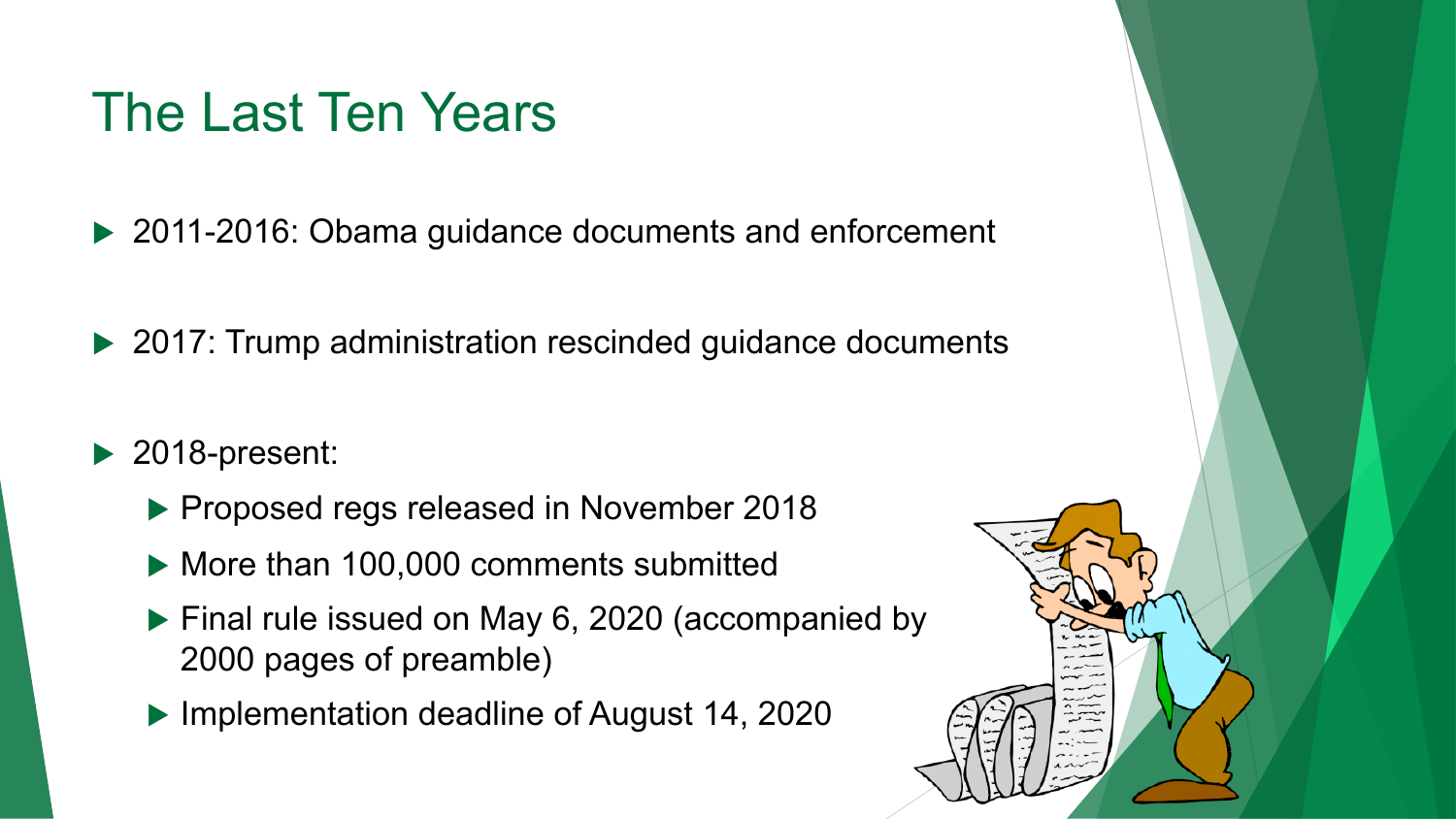# The Last Ten Years

- 2011-2016: Obama guidance documents and enforcement
- 2017: Trump administration rescinded guidance documents
- 2018-present:
  - Proposed regs released in November 2018
  - More than 100,000 comments submitted
  - Final rule issued on May 6, 2020 (accompanied by 2000 pages of preamble)
  - Implementation deadline of August 14, 2020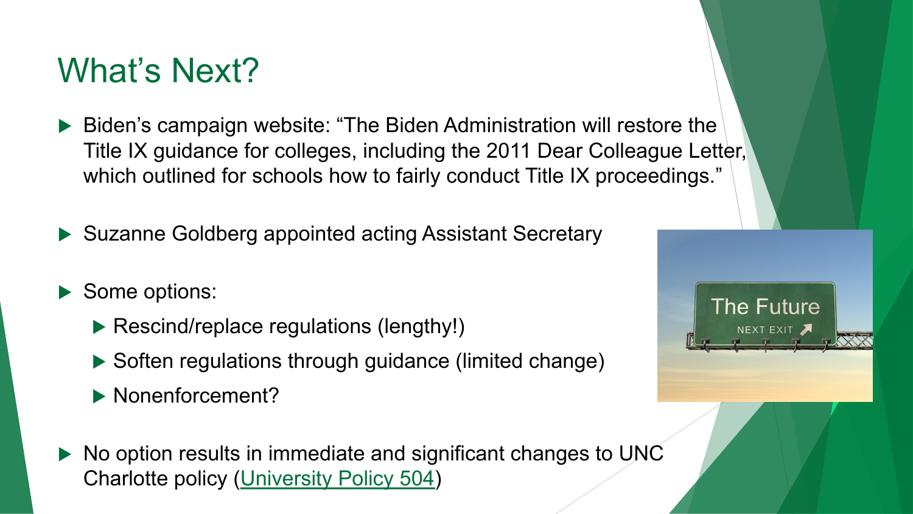# What's Next?

- Biden's campaign website: "The Biden Administration will restore the Title IX guidance for colleges, including the 2011 Dear Colleague Letter, which outlined for schools how to fairly conduct Title IX proceedings."
- Suzanne Goldberg appointed acting Assistant Secretary
- Some options:
  - Rescind/replace regulations (lengthy!)
  - Soften regulations through guidance (limited change)
  - Nonenforcement?
- No option results in immediate and significant changes to UNC Charlotte policy (University Policy 504)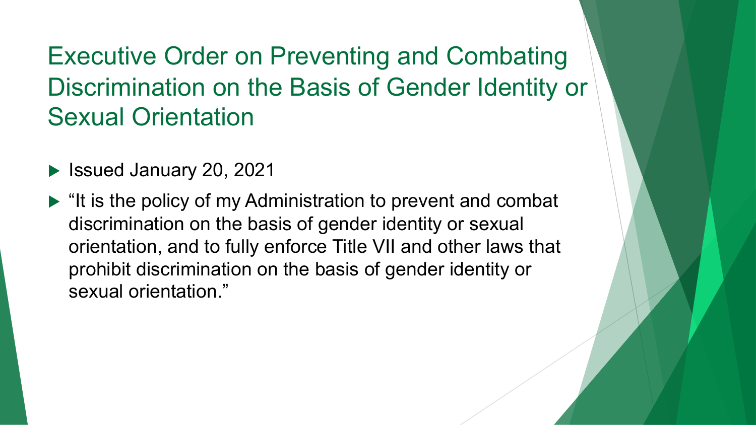# Executive Order on Preventing and Combating Discrimination on the Basis of Gender Identity or Sexual Orientation

- Issued January 20, 2021
- "It is the policy of my Administration to prevent and combat discrimination on the basis of gender identity or sexual orientation, and to fully enforce Title VII and other laws that prohibit discrimination on the basis of gender identity or sexual orientation."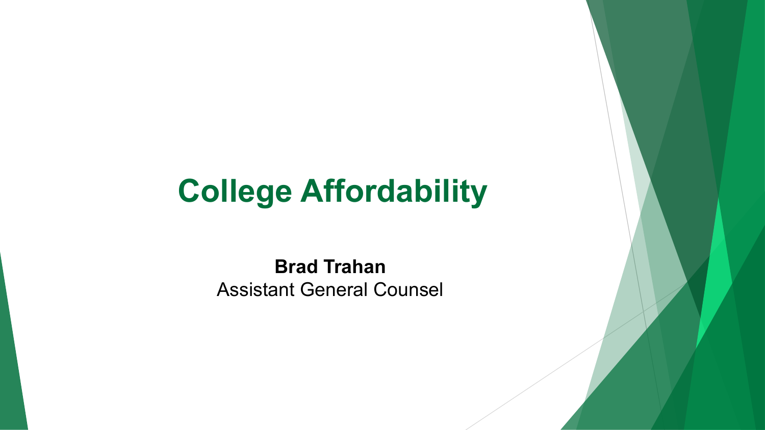# College Affordability

**Brad Trahan**
Assistant General Counsel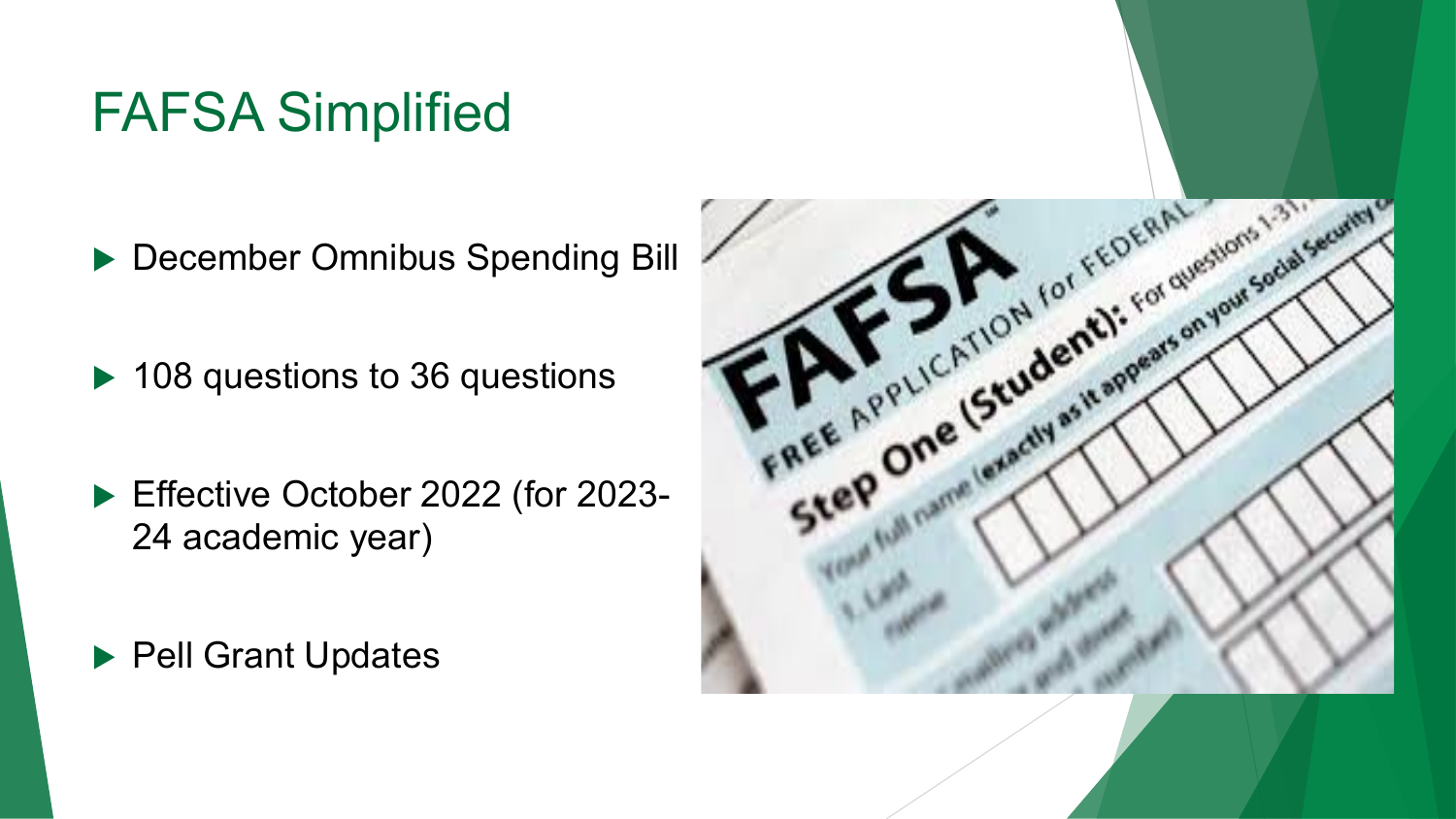# FAFSA Simplified

- December Omnibus Spending Bill
- 108 questions to 36 questions
- Effective October 2022 (for 2023-24 academic year)
- Pell Grant Updates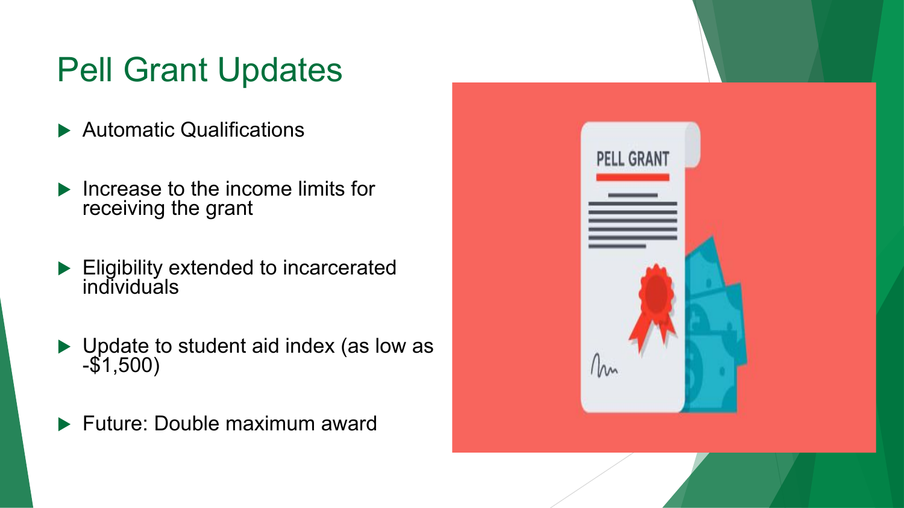# Pell Grant Updates

- Automatic Qualifications
- Increase to the income limits for receiving the grant
- Eligibility extended to incarcerated individuals
- Update to student aid index (as low as -$1,500)
- Future: Double maximum award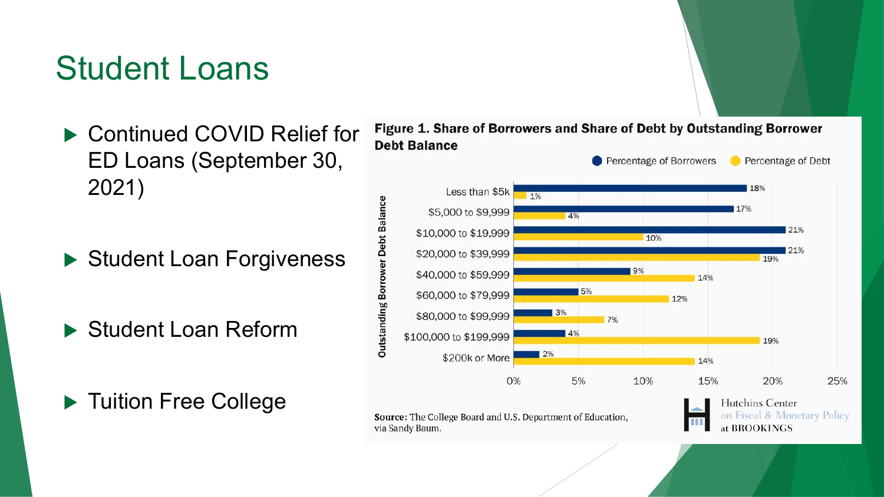# Student Loans

- Continued COVID Relief for ED Loans (September 30, 2021)
- Student Loan Forgiveness
- Student Loan Reform
- Tuition Free College

**Figure 1. Share of Borrowers and Share of Debt by Outstanding Borrower Debt Balance**

| Outstanding Borrower Debt Balance | Percentage of Borrowers | Percentage of Debt |
| --- | --- | --- |
| Less than $5k | 18% | 1% |
| $5,000 to $9,999 | 17% | 4% |
| $10,000 to $19,999 | 21% | 10% |
| $20,000 to $39,999 | 21% | 19% |
| $40,000 to $59,999 | 9% | 14% |
| $60,000 to $79,999 | 5% | 12% |
| $80,000 to $99,999 | 3% | 7% |
| $100,000 to $199,999 | 4% | 19% |
| $200k or More | 2% | 14% |

**Source:** The College Board and U.S. Department of Education, via Sandy Baum.

Hutchins Center on Fiscal & Monetary Policy at BROOKINGS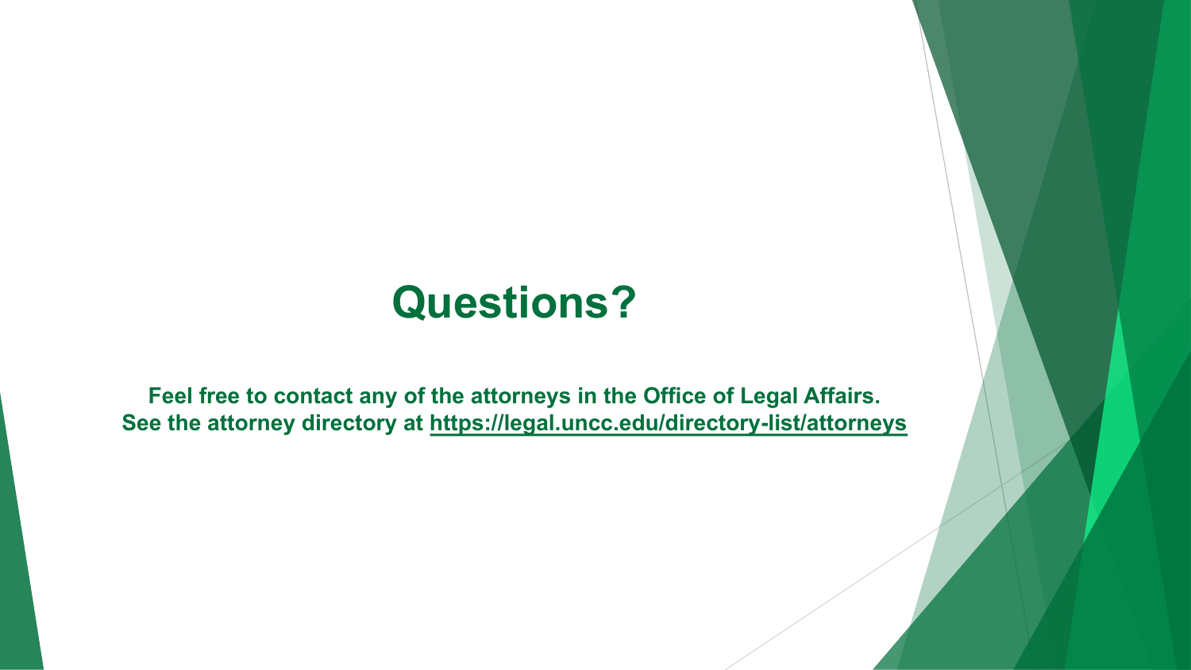# Questions?

**Feel free to contact any of the attorneys in the Office of Legal Affairs.**
**See the attorney directory at https://legal.uncc.edu/directory-list/attorneys**